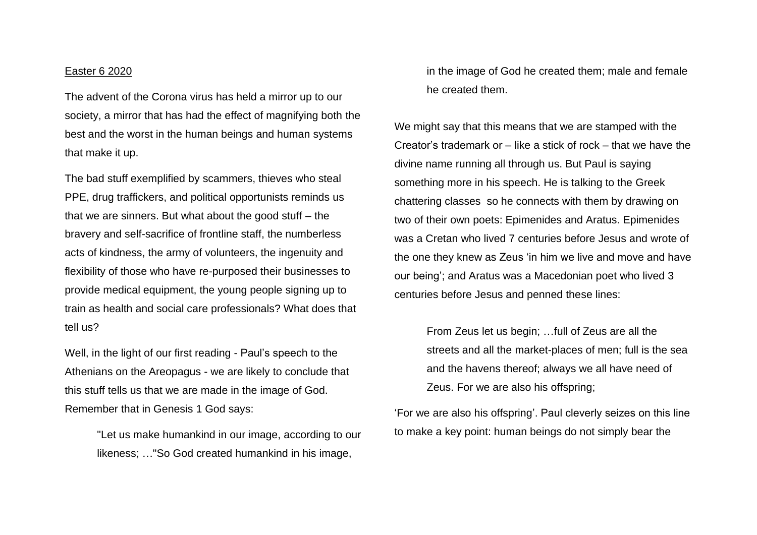Easter 6 2020

The advent of the Corona virus has held a mirror up to our society, a mirror that has had the effect of magnifying both the best and the worst in the human beings and human systems that make it up.

The bad stuff exemplified by scammers, thieves who steal PPE, drug traffickers, and political opportunists reminds us that we are sinners. But what about the good stuff – the bravery and self-sacrifice of frontline staff, the numberless acts of kindness, the army of volunteers, the ingenuity and flexibility of those who have re-purposed their businesses to provide medical equipment, the young people signing up to train as health and social care professionals? What does that tell us?

Well, in the light of our first reading - Paul's speech to the Athenians on the Areopagus - we are likely to conclude that this stuff tells us that we are made in the image of God. Remember that in Genesis 1 God says:

> "Let us make humankind in our image, according to our likeness; …"So God created humankind in his image, in the image of God he created them; male and female he created them.

We might say that this means that we are stamped with the Creator's trademark or – like a stick of rock – that we have the divine name running all through us. But Paul is saying something more in his speech. He is talking to the Greek chattering classes so he connects with them by drawing on two of their own poets: Epimenides and Aratus. Epimenides was a Cretan who lived 7 centuries before Jesus and wrote of the one they knew as Zeus 'in him we live and move and have our being'; and Aratus was a Macedonian poet who lived 3 centuries before Jesus and penned these lines:

> From Zeus let us begin; …full of Zeus are all the streets and all the market-places of men; full is the sea and the havens thereof; always we all have need of Zeus. For we are also his offspring;

'For we are also his offspring'. Paul cleverly seizes on this line to make a key point: human beings do not simply bear the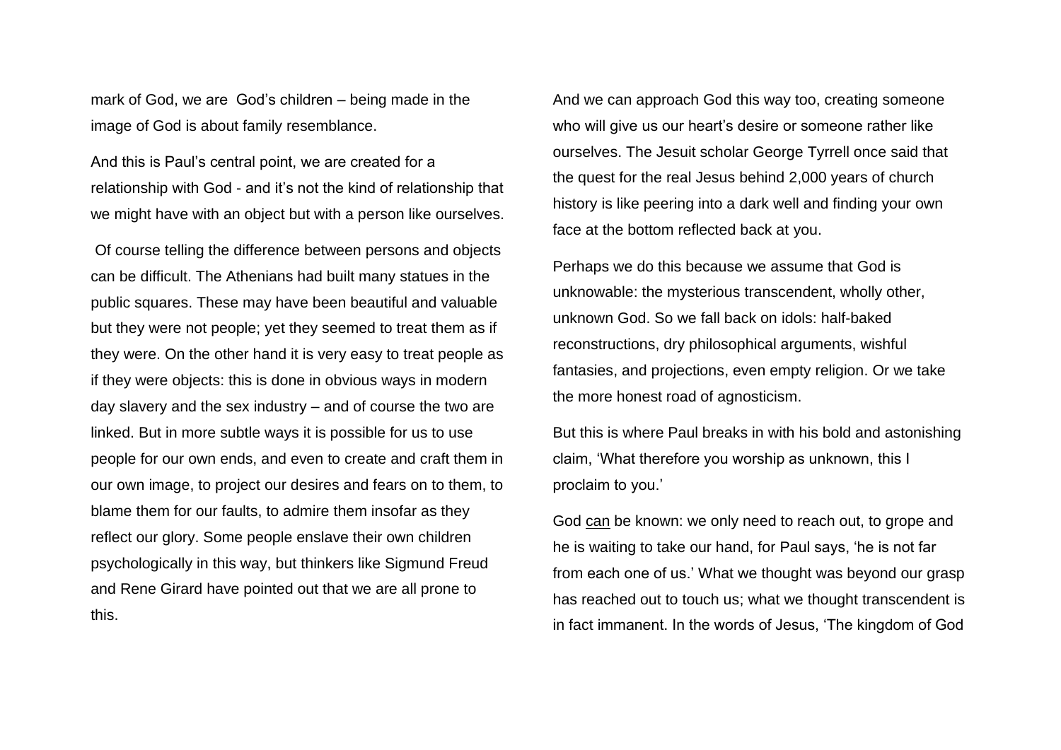mark of God, we are  God's children – being made in the image of God is about family resemblance.

And this is Paul's central point, we are created for a relationship with God - and it's not the kind of relationship that we might have with an object but with a person like ourselves.

Of course telling the difference between persons and objects can be difficult. The Athenians had built many statues in the public squares. These may have been beautiful and valuable but they were not people; yet they seemed to treat them as if they were. On the other hand it is very easy to treat people as if they were objects: this is done in obvious ways in modern day slavery and the sex industry – and of course the two are linked. But in more subtle ways it is possible for us to use people for our own ends, and even to create and craft them in our own image, to project our desires and fears on to them, to blame them for our faults, to admire them insofar as they reflect our glory. Some people enslave their own children psychologically in this way, but thinkers like Sigmund Freud and Rene Girard have pointed out that we are all prone to this.

And we can approach God this way too, creating someone who will give us our heart's desire or someone rather like ourselves. The Jesuit scholar George Tyrrell once said that the quest for the real Jesus behind 2,000 years of church history is like peering into a dark well and finding your own face at the bottom reflected back at you.

Perhaps we do this because we assume that God is unknowable: the mysterious transcendent, wholly other, unknown God. So we fall back on idols: half-baked reconstructions, dry philosophical arguments, wishful fantasies, and projections, even empty religion. Or we take the more honest road of agnosticism.

But this is where Paul breaks in with his bold and astonishing claim, 'What therefore you worship as unknown, this I proclaim to you.'

God <u>can</u> be known: we only need to reach out, to grope and he is waiting to take our hand, for Paul says, 'he is not far from each one of us.' What we thought was beyond our grasp has reached out to touch us; what we thought transcendent is in fact immanent. In the words of Jesus, 'The kingdom of God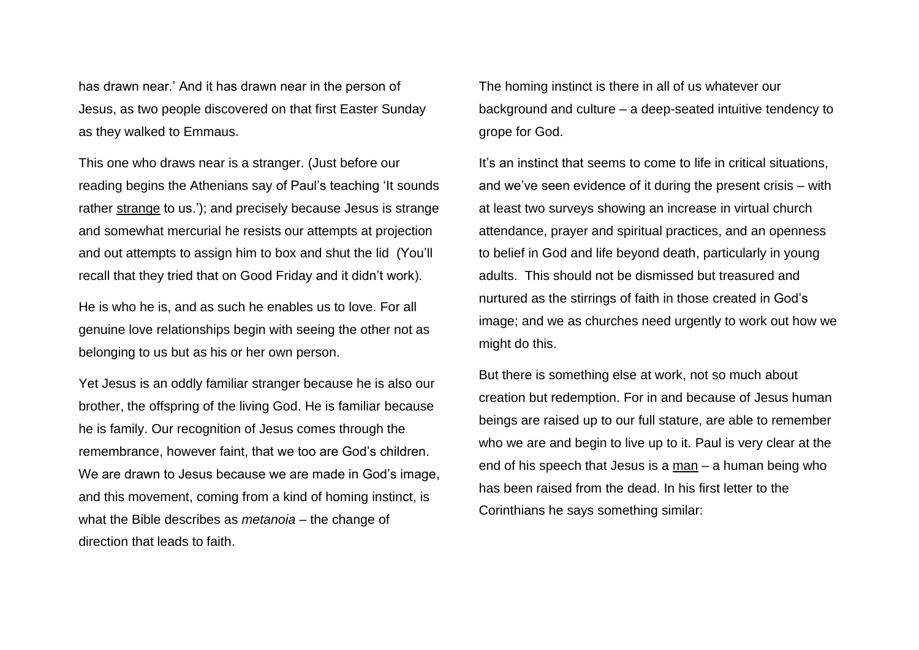has drawn near.' And it has drawn near in the person of Jesus, as two people discovered on that first Easter Sunday as they walked to Emmaus.

This one who draws near is a stranger. (Just before our reading begins the Athenians say of Paul's teaching 'It sounds rather <u>strange</u> to us.'); and precisely because Jesus is strange and somewhat mercurial he resists our attempts at projection and out attempts to assign him to box and shut the lid  (You'll recall that they tried that on Good Friday and it didn't work).

He is who he is, and as such he enables us to love. For all genuine love relationships begin with seeing the other not as belonging to us but as his or her own person.

Yet Jesus is an oddly familiar stranger because he is also our brother, the offspring of the living God. He is familiar because he is family. Our recognition of Jesus comes through the remembrance, however faint, that we too are God's children. We are drawn to Jesus because we are made in God's image, and this movement, coming from a kind of homing instinct, is what the Bible describes as *metanoia* – the change of direction that leads to faith.

The homing instinct is there in all of us whatever our background and culture – a deep-seated intuitive tendency to grope for God.

It's an instinct that seems to come to life in critical situations, and we've seen evidence of it during the present crisis – with at least two surveys showing an increase in virtual church attendance, prayer and spiritual practices, and an openness to belief in God and life beyond death, particularly in young adults.  This should not be dismissed but treasured and nurtured as the stirrings of faith in those created in God's image; and we as churches need urgently to work out how we might do this.

But there is something else at work, not so much about creation but redemption. For in and because of Jesus human beings are raised up to our full stature, are able to remember who we are and begin to live up to it. Paul is very clear at the end of his speech that Jesus is a <u>man</u> – a human being who has been raised from the dead. In his first letter to the Corinthians he says something similar: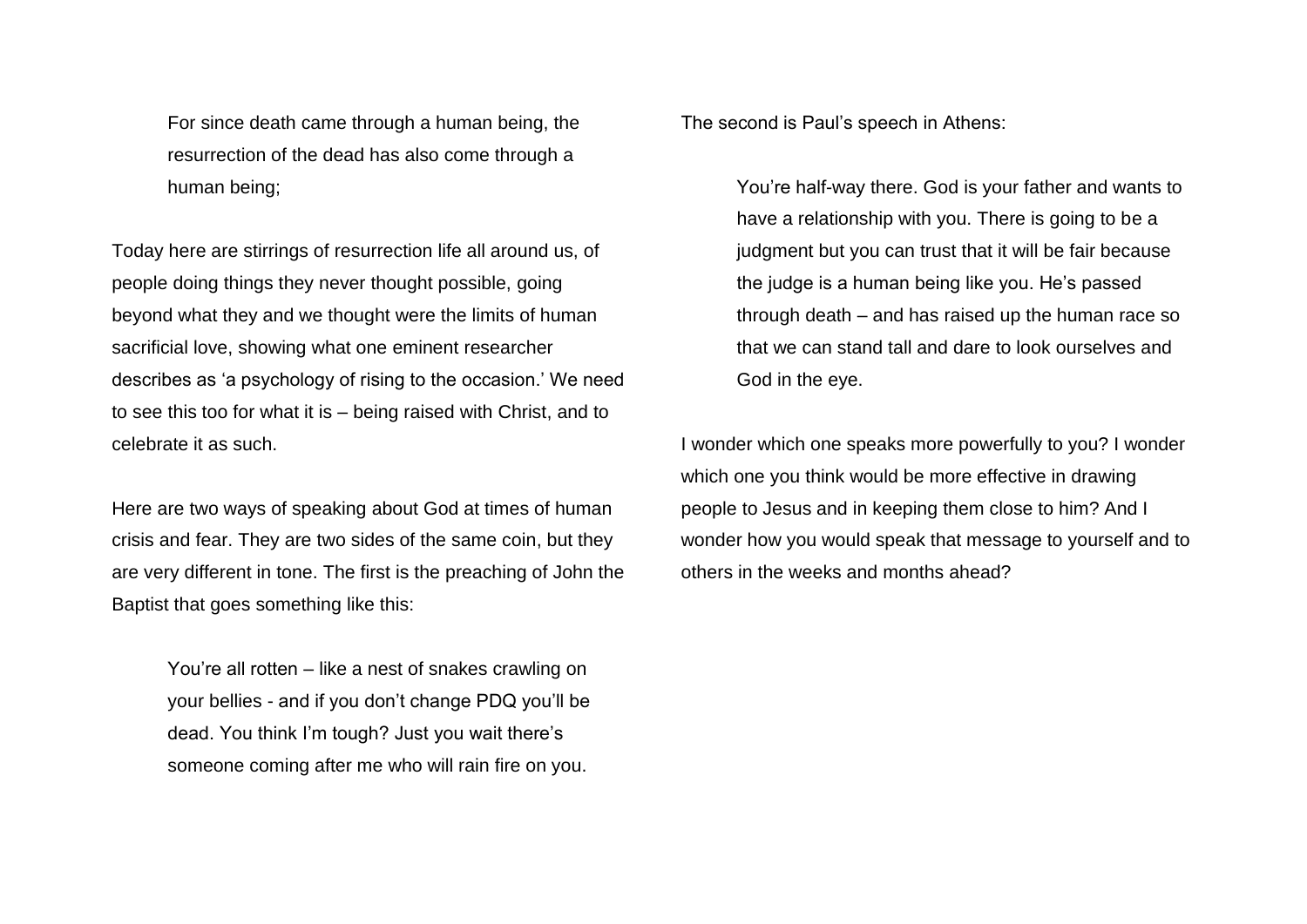> For since death came through a human being, the resurrection of the dead has also come through a human being;

Today here are stirrings of resurrection life all around us, of people doing things they never thought possible, going beyond what they and we thought were the limits of human sacrificial love, showing what one eminent researcher describes as 'a psychology of rising to the occasion.' We need to see this too for what it is – being raised with Christ, and to celebrate it as such.

Here are two ways of speaking about God at times of human crisis and fear. They are two sides of the same coin, but they are very different in tone. The first is the preaching of John the Baptist that goes something like this:

> You're all rotten – like a nest of snakes crawling on your bellies - and if you don't change PDQ you'll be dead. You think I'm tough? Just you wait there's someone coming after me who will rain fire on you.

The second is Paul's speech in Athens:

> You're half-way there. God is your father and wants to have a relationship with you. There is going to be a judgment but you can trust that it will be fair because the judge is a human being like you. He's passed through death – and has raised up the human race so that we can stand tall and dare to look ourselves and God in the eye.

I wonder which one speaks more powerfully to you? I wonder which one you think would be more effective in drawing people to Jesus and in keeping them close to him? And I wonder how you would speak that message to yourself and to others in the weeks and months ahead?